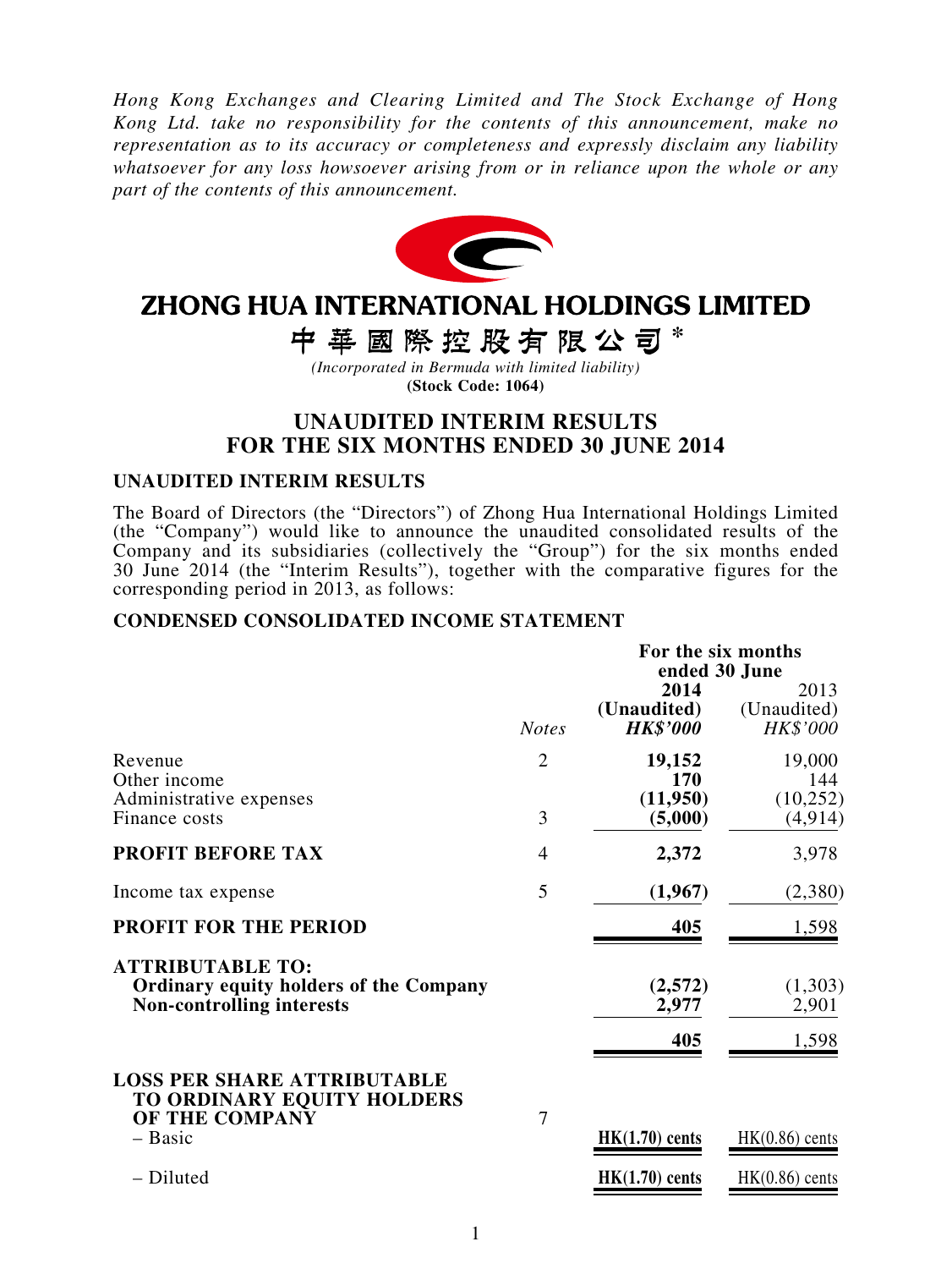*Hong Kong Exchanges and Clearing Limited and The Stock Exchange of Hong Kong Ltd. take no responsibility for the contents of this announcement, make no representation as to its accuracy or completeness and expressly disclaim any liability whatsoever for any loss howsoever arising from or in reliance upon the whole or any part of the contents of this announcement.*

# ZHONG HUA INTERNATIONAL HOLDINGS LIMITED

# 中華國際控股有限公司 *

*(Incorporated in Bermuda with limited liability)*

**(Stock Code: 1064)**

## UNAUDITED INTERIM RESULTS FOR THE SIX MONTHS ENDED 30 JUNE 2014

### UNAUDITED INTERIM RESULTS

The Board of Directors (the "Directors") of Zhong Hua International Holdings Limited (the "Company") would like to announce the unaudited consolidated results of the Company and its subsidiaries (collectively the "Group") for the six months ended 30 June 2014 (the "Interim Results"), together with the comparative figures for the corresponding period in 2013, as follows:

### CONDENSED CONSOLIDATED INCOME STATEMENT

| | | **For the six months ended 30 June** | |
|---|---|---|---|
| | *Notes* | **2014 (Unaudited) *HK$'000*** | 2013 (Unaudited) *HK$'000* |
| Revenue | 2 | **19,152** | 19,000 |
| Other income | | **170** | 144 |
| Administrative expenses | | **(11,950)** | (10,252) |
| Finance costs | 3 | **(5,000)** | (4,914) |
| **PROFIT BEFORE TAX** | 4 | **2,372** | 3,978 |
| Income tax expense | 5 | **(1,967)** | (2,380) |
| **PROFIT FOR THE PERIOD** | | **405** | 1,598 |
| **ATTRIBUTABLE TO:** | | | |
| **Ordinary equity holders of the Company** | | **(2,572)** | (1,303) |
| **Non-controlling interests** | | **2,977** | 2,901 |
| | | **405** | 1,598 |
| **LOSS PER SHARE ATTRIBUTABLE TO ORDINARY EQUITY HOLDERS OF THE COMPANY** | 7 | | |
| – Basic | | **HK(1.70) cents** | HK(0.86) cents |
| – Diluted | | **HK(1.70) cents** | HK(0.86) cents |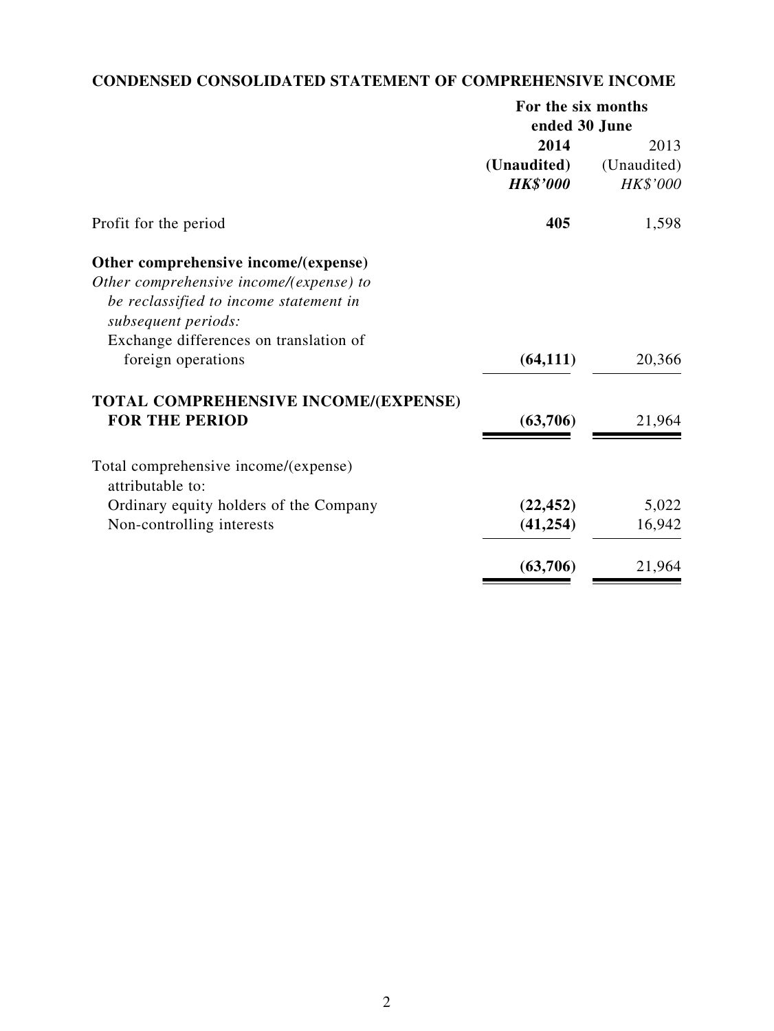## CONDENSED CONSOLIDATED STATEMENT OF COMPREHENSIVE INCOME

| | For the six months ended 30 June | |
|---|---|---|
| | **2014** | 2013 |
| | **(Unaudited)** | (Unaudited) |
| | ***HK$'000*** | *HK$'000* |
| Profit for the period | **405** | 1,598 |
| **Other comprehensive income/(expense)** | | |
| *Other comprehensive income/(expense) to be reclassified to income statement in subsequent periods:* | | |
| Exchange differences on translation of foreign operations | **(64,111)** | 20,366 |
| **TOTAL COMPREHENSIVE INCOME/(EXPENSE) FOR THE PERIOD** | **(63,706)** | 21,964 |
| Total comprehensive income/(expense) attributable to: | | |
| Ordinary equity holders of the Company | **(22,452)** | 5,022 |
| Non-controlling interests | **(41,254)** | 16,942 |
| | **(63,706)** | 21,964 |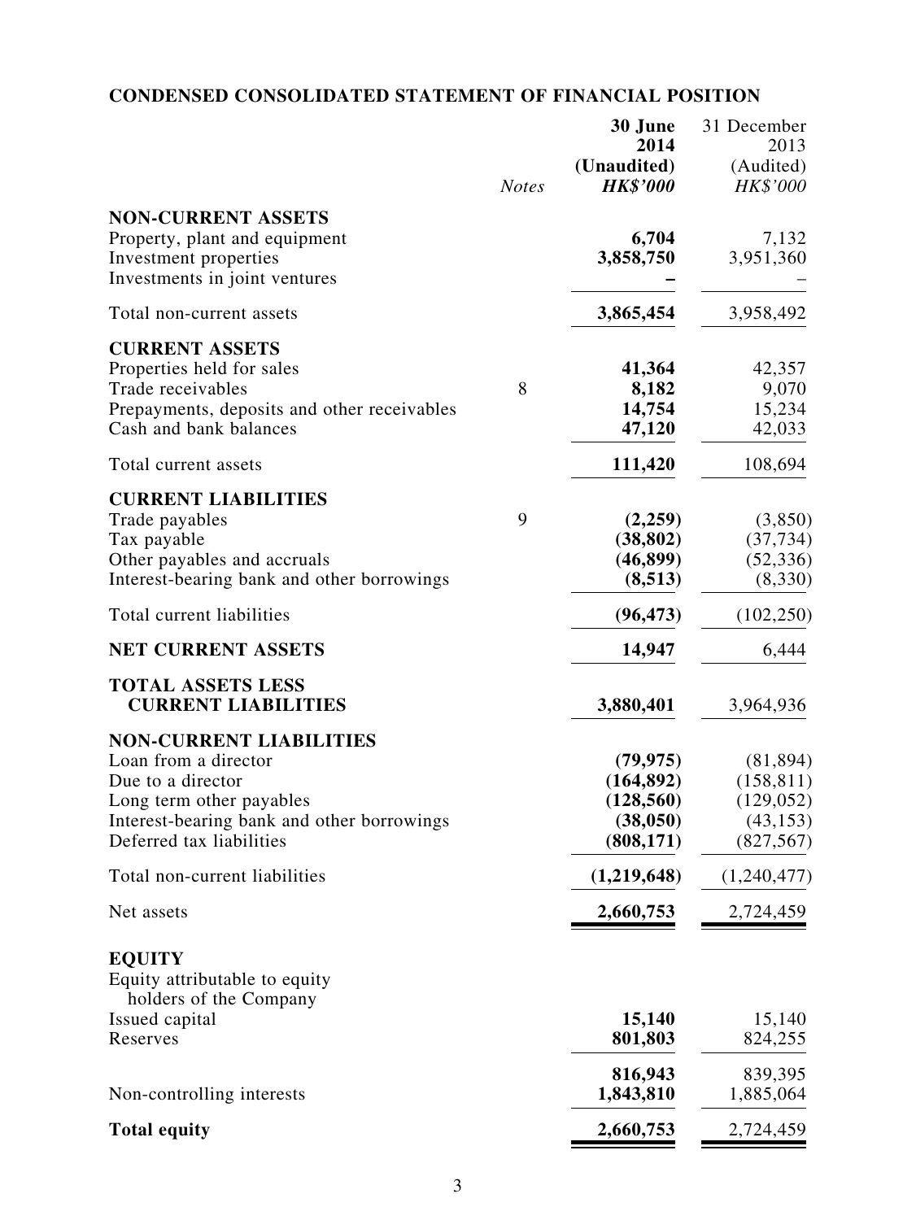## CONDENSED CONSOLIDATED STATEMENT OF FINANCIAL POSITION

| | Notes | 30 June 2014 (Unaudited) HK$'000 | 31 December 2013 (Audited) HK$'000 |
|---|---|---|---|
| **NON-CURRENT ASSETS** | | | |
| Property, plant and equipment | | **6,704** | 7,132 |
| Investment properties | | **3,858,750** | 3,951,360 |
| Investments in joint ventures | | **–** | – |
| Total non-current assets | | **3,865,454** | 3,958,492 |
| **CURRENT ASSETS** | | | |
| Properties held for sales | | **41,364** | 42,357 |
| Trade receivables | 8 | **8,182** | 9,070 |
| Prepayments, deposits and other receivables | | **14,754** | 15,234 |
| Cash and bank balances | | **47,120** | 42,033 |
| Total current assets | | **111,420** | 108,694 |
| **CURRENT LIABILITIES** | | | |
| Trade payables | 9 | **(2,259)** | (3,850) |
| Tax payable | | **(38,802)** | (37,734) |
| Other payables and accruals | | **(46,899)** | (52,336) |
| Interest-bearing bank and other borrowings | | **(8,513)** | (8,330) |
| Total current liabilities | | **(96,473)** | (102,250) |
| **NET CURRENT ASSETS** | | **14,947** | 6,444 |
| **TOTAL ASSETS LESS CURRENT LIABILITIES** | | **3,880,401** | 3,964,936 |
| **NON-CURRENT LIABILITIES** | | | |
| Loan from a director | | **(79,975)** | (81,894) |
| Due to a director | | **(164,892)** | (158,811) |
| Long term other payables | | **(128,560)** | (129,052) |
| Interest-bearing bank and other borrowings | | **(38,050)** | (43,153) |
| Deferred tax liabilities | | **(808,171)** | (827,567) |
| Total non-current liabilities | | **(1,219,648)** | (1,240,477) |
| Net assets | | **2,660,753** | 2,724,459 |
| **EQUITY** | | | |
| Equity attributable to equity holders of the Company | | | |
| Issued capital | | **15,140** | 15,140 |
| Reserves | | **801,803** | 824,255 |
| | | **816,943** | 839,395 |
| Non-controlling interests | | **1,843,810** | 1,885,064 |
| **Total equity** | | **2,660,753** | 2,724,459 |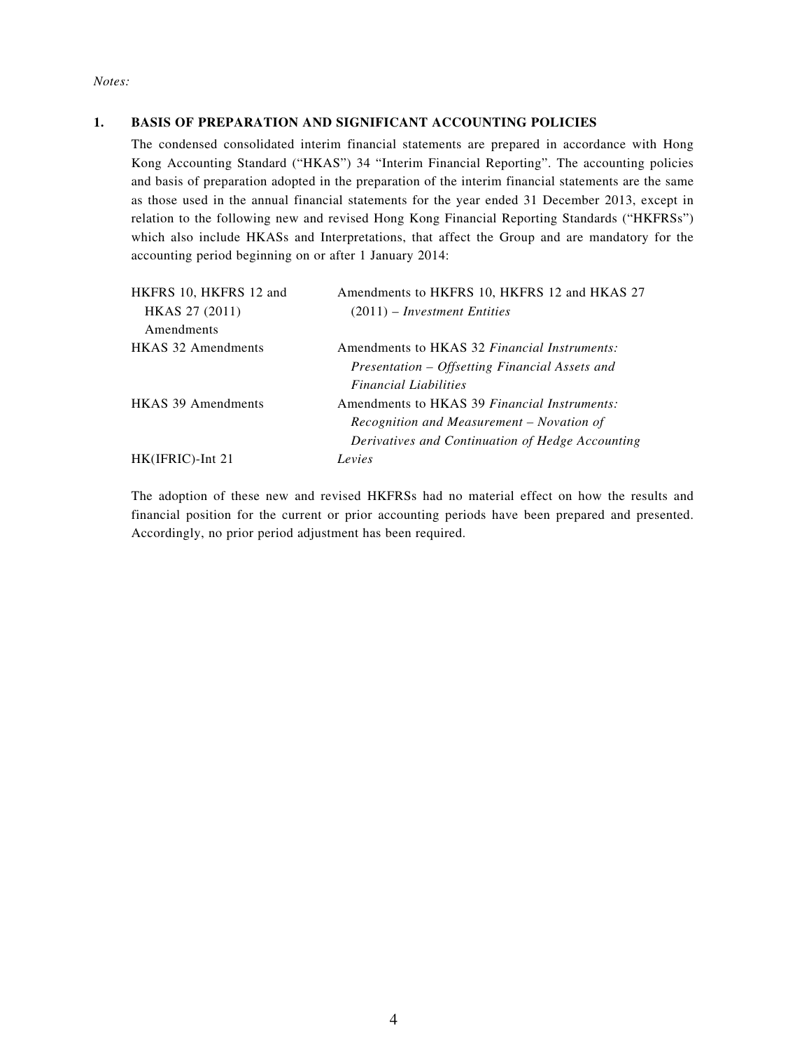*Notes:*

## 1. BASIS OF PREPARATION AND SIGNIFICANT ACCOUNTING POLICIES

The condensed consolidated interim financial statements are prepared in accordance with Hong Kong Accounting Standard ("HKAS") 34 "Interim Financial Reporting". The accounting policies and basis of preparation adopted in the preparation of the interim financial statements are the same as those used in the annual financial statements for the year ended 31 December 2013, except in relation to the following new and revised Hong Kong Financial Reporting Standards ("HKFRSs") which also include HKASs and Interpretations, that affect the Group and are mandatory for the accounting period beginning on or after 1 January 2014:

| | |
|---|---|
| HKFRS 10, HKFRS 12 and HKAS 27 (2011) Amendments | Amendments to HKFRS 10, HKFRS 12 and HKAS 27 (2011) – *Investment Entities* |
| HKAS 32 Amendments | Amendments to HKAS 32 *Financial Instruments: Presentation – Offsetting Financial Assets and Financial Liabilities* |
| HKAS 39 Amendments | Amendments to HKAS 39 *Financial Instruments: Recognition and Measurement – Novation of Derivatives and Continuation of Hedge Accounting* |
| HK(IFRIC)-Int 21 | *Levies* |

The adoption of these new and revised HKFRSs had no material effect on how the results and financial position for the current or prior accounting periods have been prepared and presented. Accordingly, no prior period adjustment has been required.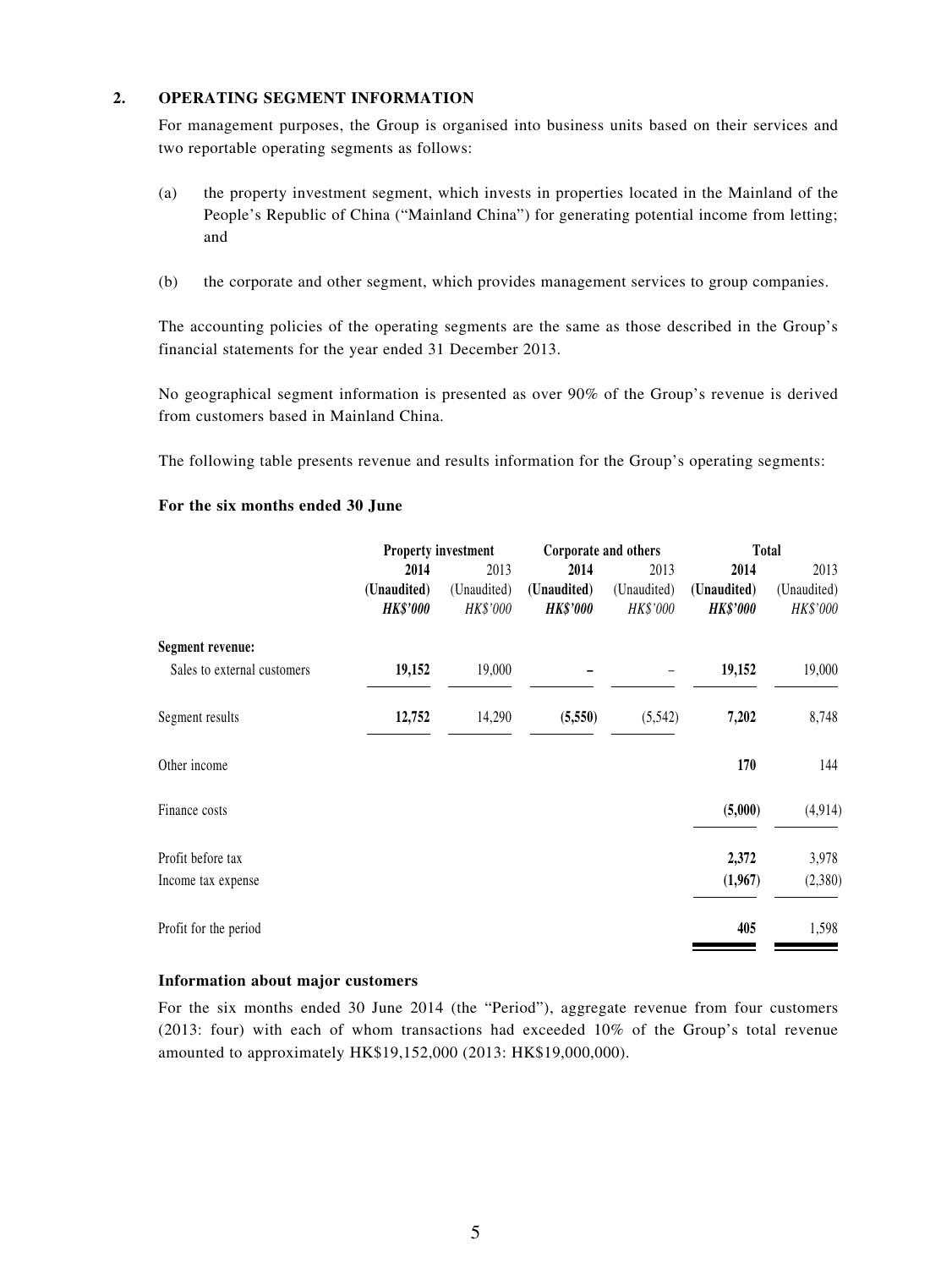## 2. OPERATING SEGMENT INFORMATION

For management purposes, the Group is organised into business units based on their services and two reportable operating segments as follows:

(a) the property investment segment, which invests in properties located in the Mainland of the People's Republic of China ("Mainland China") for generating potential income from letting; and

(b) the corporate and other segment, which provides management services to group companies.

The accounting policies of the operating segments are the same as those described in the Group's financial statements for the year ended 31 December 2013.

No geographical segment information is presented as over 90% of the Group's revenue is derived from customers based in Mainland China.

The following table presents revenue and results information for the Group's operating segments:

**For the six months ended 30 June**

| | Property investment | | Corporate and others | | Total | |
|---|---|---|---|---|---|---|
| | **2014** | 2013 | **2014** | 2013 | **2014** | 2013 |
| | **(Unaudited)** | (Unaudited) | **(Unaudited)** | (Unaudited) | **(Unaudited)** | (Unaudited) |
| | ***HK$'000*** | *HK$'000* | ***HK$'000*** | *HK$'000* | ***HK$'000*** | *HK$'000* |
| **Segment revenue:** | | | | | | |
| Sales to external customers | **19,152** | 19,000 | **–** | – | **19,152** | 19,000 |
| Segment results | **12,752** | 14,290 | **(5,550)** | (5,542) | **7,202** | 8,748 |
| Other income | | | | | **170** | 144 |
| Finance costs | | | | | **(5,000)** | (4,914) |
| Profit before tax | | | | | **2,372** | 3,978 |
| Income tax expense | | | | | **(1,967)** | (2,380) |
| Profit for the period | | | | | **405** | 1,598 |

**Information about major customers**

For the six months ended 30 June 2014 (the "Period"), aggregate revenue from four customers (2013: four) with each of whom transactions had exceeded 10% of the Group's total revenue amounted to approximately HK$19,152,000 (2013: HK$19,000,000).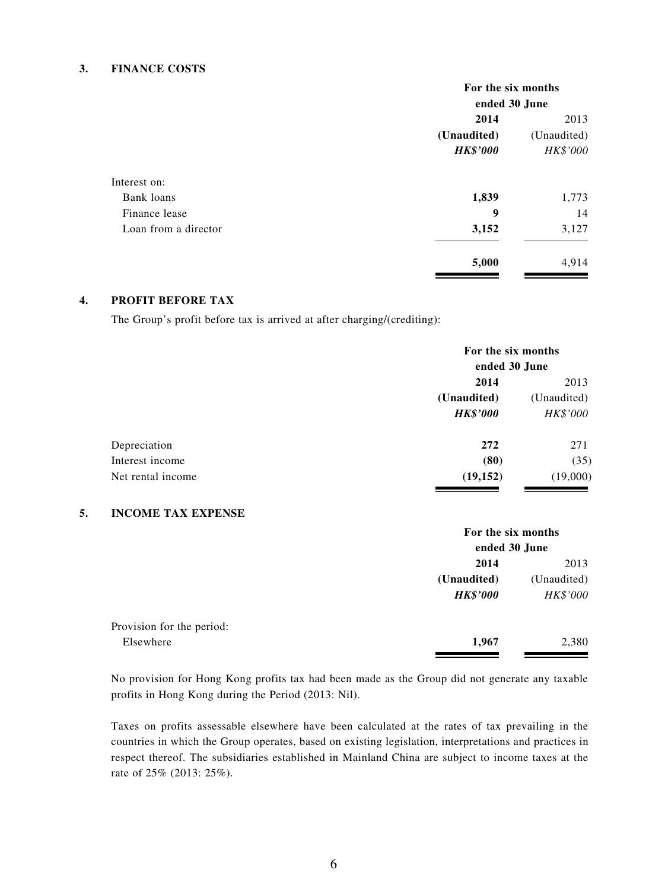## 3. FINANCE COSTS

| | For the six months ended 30 June | |
|---|---|---|
| | **2014** | 2013 |
| | **(Unaudited)** | (Unaudited) |
| | ***HK$'000*** | *HK$'000* |
| Interest on: | | |
| Bank loans | **1,839** | 1,773 |
| Finance lease | **9** | 14 |
| Loan from a director | **3,152** | 3,127 |
| | **5,000** | 4,914 |

## 4. PROFIT BEFORE TAX

The Group's profit before tax is arrived at after charging/(crediting):

| | For the six months ended 30 June | |
|---|---|---|
| | **2014** | 2013 |
| | **(Unaudited)** | (Unaudited) |
| | ***HK$'000*** | *HK$'000* |
| Depreciation | **272** | 271 |
| Interest income | **(80)** | (35) |
| Net rental income | **(19,152)** | (19,000) |

## 5. INCOME TAX EXPENSE

| | For the six months ended 30 June | |
|---|---|---|
| | **2014** | 2013 |
| | **(Unaudited)** | (Unaudited) |
| | ***HK$'000*** | *HK$'000* |
| Provision for the period: | | |
| Elsewhere | **1,967** | 2,380 |

No provision for Hong Kong profits tax had been made as the Group did not generate any taxable profits in Hong Kong during the Period (2013: Nil).

Taxes on profits assessable elsewhere have been calculated at the rates of tax prevailing in the countries in which the Group operates, based on existing legislation, interpretations and practices in respect thereof. The subsidiaries established in Mainland China are subject to income taxes at the rate of 25% (2013: 25%).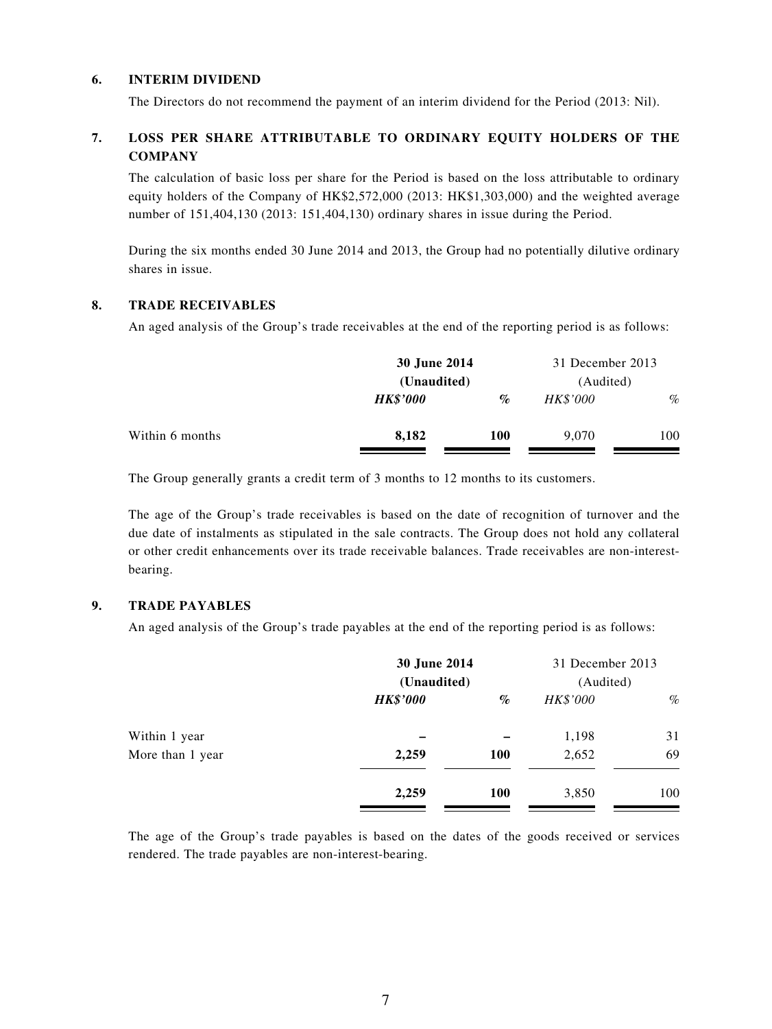### 6. INTERIM DIVIDEND

The Directors do not recommend the payment of an interim dividend for the Period (2013: Nil).

### 7. LOSS PER SHARE ATTRIBUTABLE TO ORDINARY EQUITY HOLDERS OF THE COMPANY

The calculation of basic loss per share for the Period is based on the loss attributable to ordinary equity holders of the Company of HK$2,572,000 (2013: HK$1,303,000) and the weighted average number of 151,404,130 (2013: 151,404,130) ordinary shares in issue during the Period.

During the six months ended 30 June 2014 and 2013, the Group had no potentially dilutive ordinary shares in issue.

### 8. TRADE RECEIVABLES

An aged analysis of the Group's trade receivables at the end of the reporting period is as follows:

| | **30 June 2014 (Unaudited)** | | 31 December 2013 (Audited) | |
|---|---|---|---|---|
| | ***HK$'000*** | ***%*** | *HK$'000* | *%* |
| Within 6 months | **8,182** | **100** | 9,070 | 100 |

The Group generally grants a credit term of 3 months to 12 months to its customers.

The age of the Group's trade receivables is based on the date of recognition of turnover and the due date of instalments as stipulated in the sale contracts. The Group does not hold any collateral or other credit enhancements over its trade receivable balances. Trade receivables are non-interest-bearing.

### 9. TRADE PAYABLES

An aged analysis of the Group's trade payables at the end of the reporting period is as follows:

| | **30 June 2014 (Unaudited)** | | 31 December 2013 (Audited) | |
|---|---|---|---|---|
| | ***HK$'000*** | ***%*** | *HK$'000* | *%* |
| Within 1 year | **–** | **–** | 1,198 | 31 |
| More than 1 year | **2,259** | **100** | 2,652 | 69 |
| | **2,259** | **100** | 3,850 | 100 |

The age of the Group's trade payables is based on the dates of the goods received or services rendered. The trade payables are non-interest-bearing.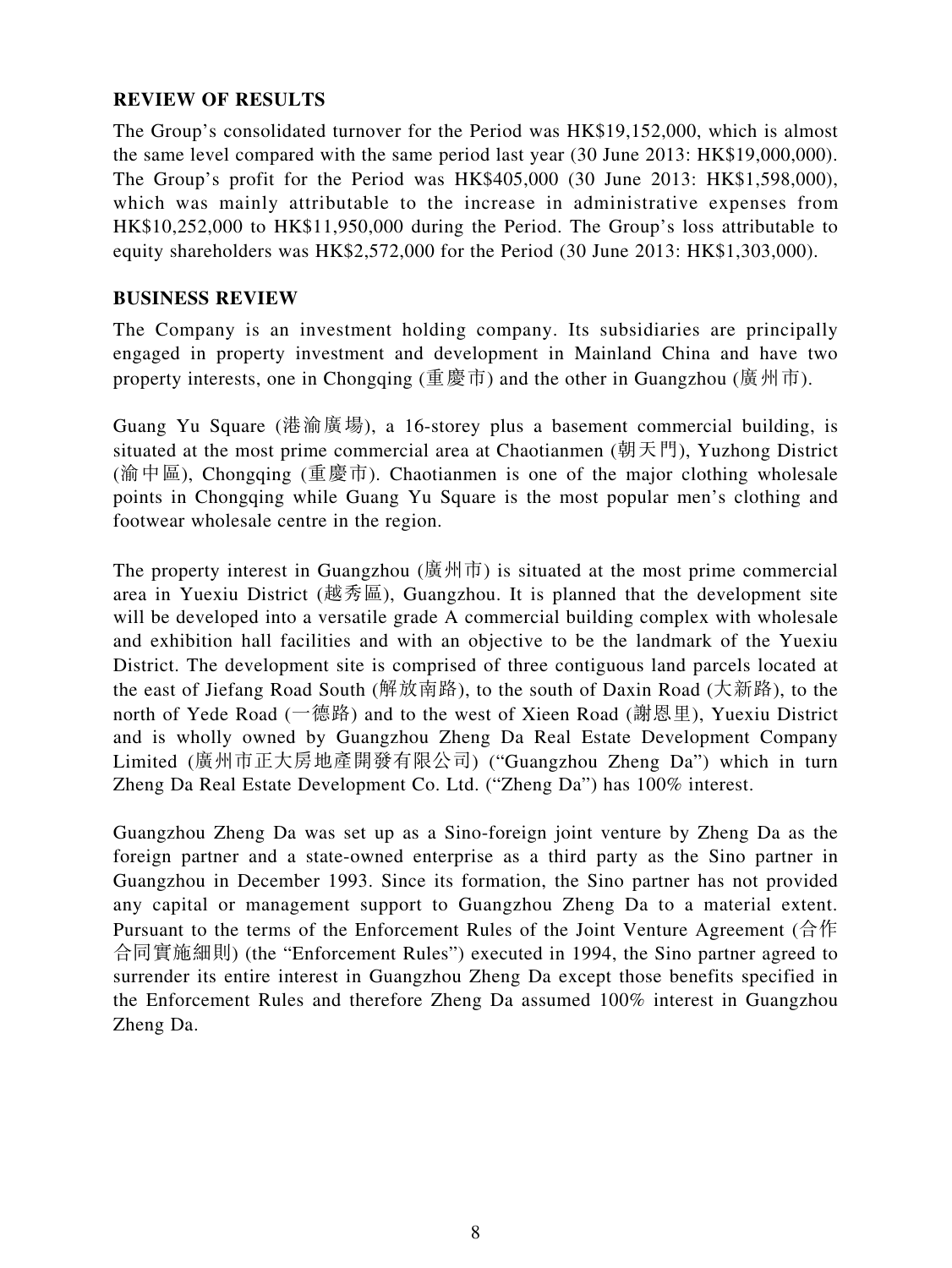## REVIEW OF RESULTS

The Group's consolidated turnover for the Period was HK$19,152,000, which is almost the same level compared with the same period last year (30 June 2013: HK$19,000,000). The Group's profit for the Period was HK$405,000 (30 June 2013: HK$1,598,000), which was mainly attributable to the increase in administrative expenses from HK$10,252,000 to HK$11,950,000 during the Period. The Group's loss attributable to equity shareholders was HK$2,572,000 for the Period (30 June 2013: HK$1,303,000).

## BUSINESS REVIEW

The Company is an investment holding company. Its subsidiaries are principally engaged in property investment and development in Mainland China and have two property interests, one in Chongqing (重慶市) and the other in Guangzhou (廣州市).

Guang Yu Square (港渝廣場), a 16-storey plus a basement commercial building, is situated at the most prime commercial area at Chaotianmen (朝天門), Yuzhong District (渝中區), Chongqing (重慶市). Chaotianmen is one of the major clothing wholesale points in Chongqing while Guang Yu Square is the most popular men's clothing and footwear wholesale centre in the region.

The property interest in Guangzhou (廣州市) is situated at the most prime commercial area in Yuexiu District (越秀區), Guangzhou. It is planned that the development site will be developed into a versatile grade A commercial building complex with wholesale and exhibition hall facilities and with an objective to be the landmark of the Yuexiu District. The development site is comprised of three contiguous land parcels located at the east of Jiefang Road South (解放南路), to the south of Daxin Road (大新路), to the north of Yede Road (一德路) and to the west of Xieen Road (謝恩里), Yuexiu District and is wholly owned by Guangzhou Zheng Da Real Estate Development Company Limited (廣州市正大房地產開發有限公司) ("Guangzhou Zheng Da") which in turn Zheng Da Real Estate Development Co. Ltd. ("Zheng Da") has 100% interest.

Guangzhou Zheng Da was set up as a Sino-foreign joint venture by Zheng Da as the foreign partner and a state-owned enterprise as a third party as the Sino partner in Guangzhou in December 1993. Since its formation, the Sino partner has not provided any capital or management support to Guangzhou Zheng Da to a material extent. Pursuant to the terms of the Enforcement Rules of the Joint Venture Agreement (合作合同實施細則) (the "Enforcement Rules") executed in 1994, the Sino partner agreed to surrender its entire interest in Guangzhou Zheng Da except those benefits specified in the Enforcement Rules and therefore Zheng Da assumed 100% interest in Guangzhou Zheng Da.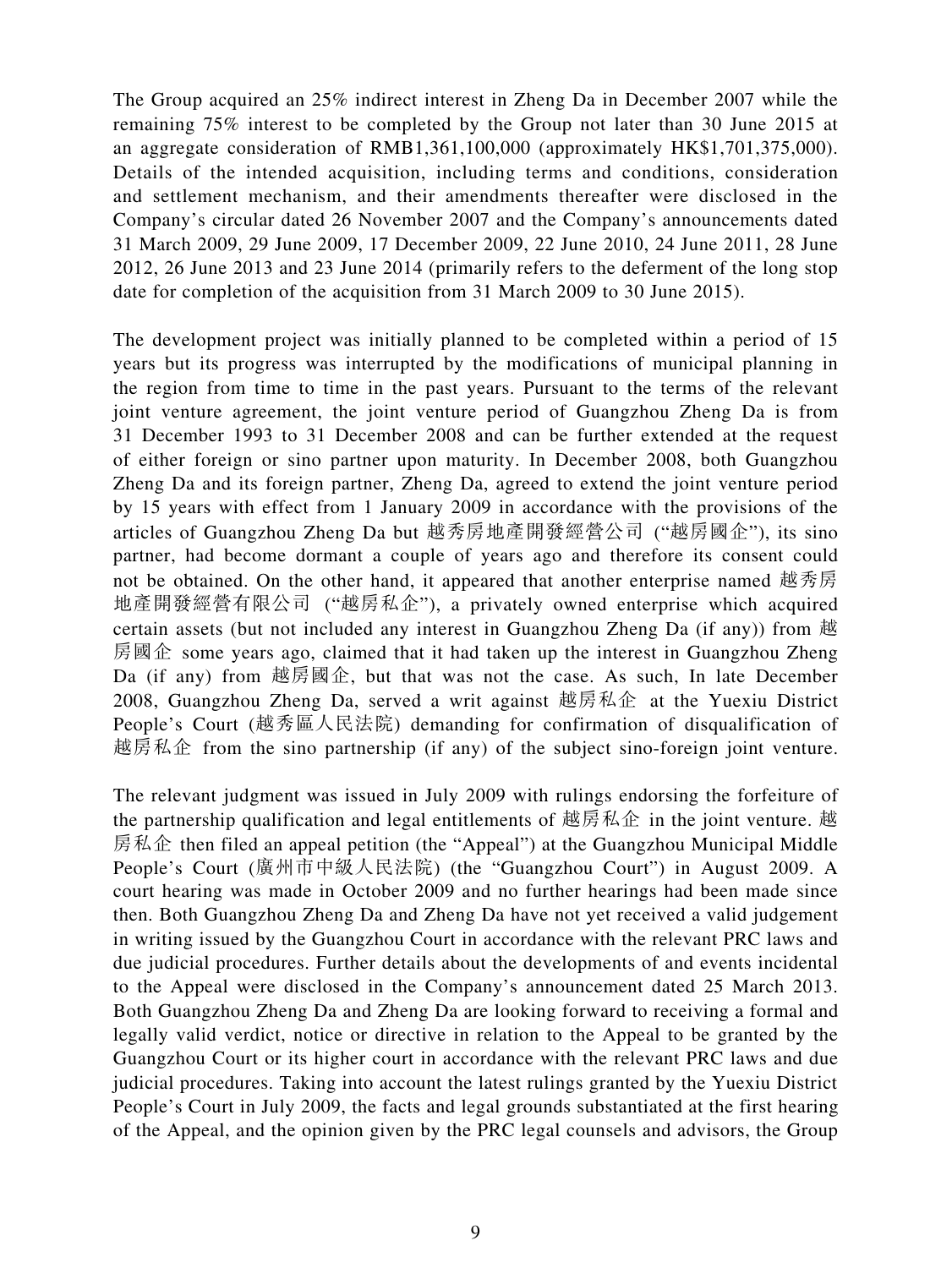The Group acquired an 25% indirect interest in Zheng Da in December 2007 while the remaining 75% interest to be completed by the Group not later than 30 June 2015 at an aggregate consideration of RMB1,361,100,000 (approximately HK$1,701,375,000). Details of the intended acquisition, including terms and conditions, consideration and settlement mechanism, and their amendments thereafter were disclosed in the Company's circular dated 26 November 2007 and the Company's announcements dated 31 March 2009, 29 June 2009, 17 December 2009, 22 June 2010, 24 June 2011, 28 June 2012, 26 June 2013 and 23 June 2014 (primarily refers to the deferment of the long stop date for completion of the acquisition from 31 March 2009 to 30 June 2015).

The development project was initially planned to be completed within a period of 15 years but its progress was interrupted by the modifications of municipal planning in the region from time to time in the past years. Pursuant to the terms of the relevant joint venture agreement, the joint venture period of Guangzhou Zheng Da is from 31 December 1993 to 31 December 2008 and can be further extended at the request of either foreign or sino partner upon maturity. In December 2008, both Guangzhou Zheng Da and its foreign partner, Zheng Da, agreed to extend the joint venture period by 15 years with effect from 1 January 2009 in accordance with the provisions of the articles of Guangzhou Zheng Da but 越秀房地產開發經營公司 ("越房國企"), its sino partner, had become dormant a couple of years ago and therefore its consent could not be obtained. On the other hand, it appeared that another enterprise named 越秀房地產開發經營有限公司 ("越房私企"), a privately owned enterprise which acquired certain assets (but not included any interest in Guangzhou Zheng Da (if any)) from 越房國企 some years ago, claimed that it had taken up the interest in Guangzhou Zheng Da (if any) from 越房國企, but that was not the case. As such, In late December 2008, Guangzhou Zheng Da, served a writ against 越房私企 at the Yuexiu District People's Court (越秀區人民法院) demanding for confirmation of disqualification of 越房私企 from the sino partnership (if any) of the subject sino-foreign joint venture.

The relevant judgment was issued in July 2009 with rulings endorsing the forfeiture of the partnership qualification and legal entitlements of 越房私企 in the joint venture. 越房私企 then filed an appeal petition (the "Appeal") at the Guangzhou Municipal Middle People's Court (廣州市中級人民法院) (the "Guangzhou Court") in August 2009. A court hearing was made in October 2009 and no further hearings had been made since then. Both Guangzhou Zheng Da and Zheng Da have not yet received a valid judgement in writing issued by the Guangzhou Court in accordance with the relevant PRC laws and due judicial procedures. Further details about the developments of and events incidental to the Appeal were disclosed in the Company's announcement dated 25 March 2013. Both Guangzhou Zheng Da and Zheng Da are looking forward to receiving a formal and legally valid verdict, notice or directive in relation to the Appeal to be granted by the Guangzhou Court or its higher court in accordance with the relevant PRC laws and due judicial procedures. Taking into account the latest rulings granted by the Yuexiu District People's Court in July 2009, the facts and legal grounds substantiated at the first hearing of the Appeal, and the opinion given by the PRC legal counsels and advisors, the Group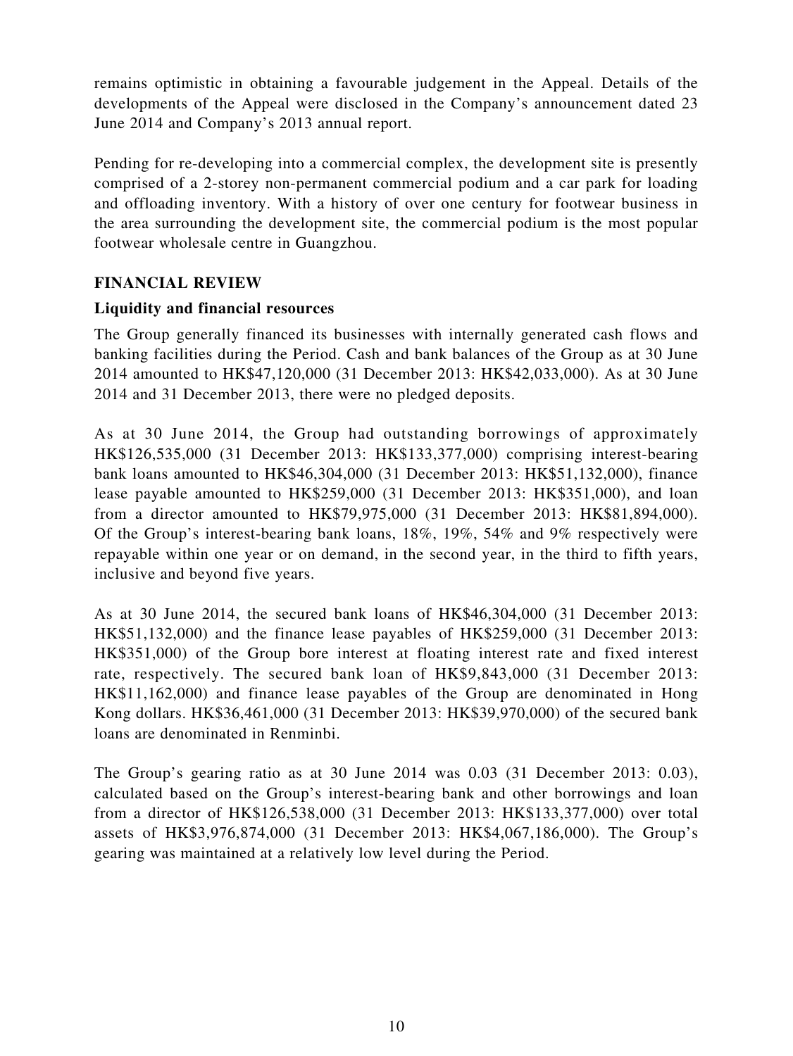remains optimistic in obtaining a favourable judgement in the Appeal. Details of the developments of the Appeal were disclosed in the Company's announcement dated 23 June 2014 and Company's 2013 annual report.

Pending for re-developing into a commercial complex, the development site is presently comprised of a 2-storey non-permanent commercial podium and a car park for loading and offloading inventory. With a history of over one century for footwear business in the area surrounding the development site, the commercial podium is the most popular footwear wholesale centre in Guangzhou.

## FINANCIAL REVIEW

### Liquidity and financial resources

The Group generally financed its businesses with internally generated cash flows and banking facilities during the Period. Cash and bank balances of the Group as at 30 June 2014 amounted to HK$47,120,000 (31 December 2013: HK$42,033,000). As at 30 June 2014 and 31 December 2013, there were no pledged deposits.

As at 30 June 2014, the Group had outstanding borrowings of approximately HK$126,535,000 (31 December 2013: HK$133,377,000) comprising interest-bearing bank loans amounted to HK$46,304,000 (31 December 2013: HK$51,132,000), finance lease payable amounted to HK$259,000 (31 December 2013: HK$351,000), and loan from a director amounted to HK$79,975,000 (31 December 2013: HK$81,894,000). Of the Group's interest-bearing bank loans, 18%, 19%, 54% and 9% respectively were repayable within one year or on demand, in the second year, in the third to fifth years, inclusive and beyond five years.

As at 30 June 2014, the secured bank loans of HK$46,304,000 (31 December 2013: HK$51,132,000) and the finance lease payables of HK$259,000 (31 December 2013: HK$351,000) of the Group bore interest at floating interest rate and fixed interest rate, respectively. The secured bank loan of HK$9,843,000 (31 December 2013: HK$11,162,000) and finance lease payables of the Group are denominated in Hong Kong dollars. HK$36,461,000 (31 December 2013: HK$39,970,000) of the secured bank loans are denominated in Renminbi.

The Group's gearing ratio as at 30 June 2014 was 0.03 (31 December 2013: 0.03), calculated based on the Group's interest-bearing bank and other borrowings and loan from a director of HK$126,538,000 (31 December 2013: HK$133,377,000) over total assets of HK$3,976,874,000 (31 December 2013: HK$4,067,186,000). The Group's gearing was maintained at a relatively low level during the Period.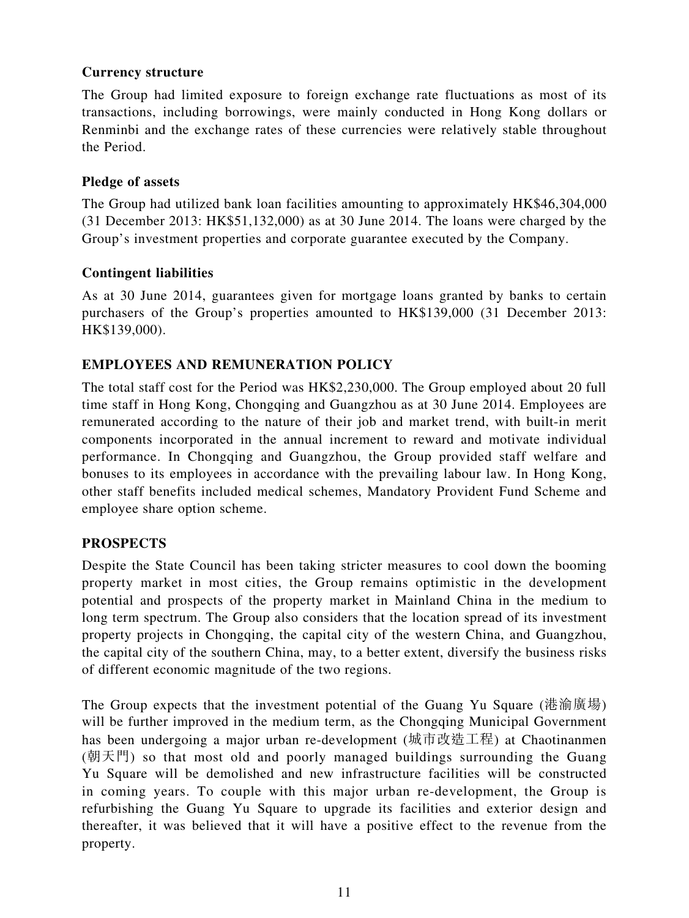**Currency structure**

The Group had limited exposure to foreign exchange rate fluctuations as most of its transactions, including borrowings, were mainly conducted in Hong Kong dollars or Renminbi and the exchange rates of these currencies were relatively stable throughout the Period.

**Pledge of assets**

The Group had utilized bank loan facilities amounting to approximately HK$46,304,000 (31 December 2013: HK$51,132,000) as at 30 June 2014. The loans were charged by the Group's investment properties and corporate guarantee executed by the Company.

**Contingent liabilities**

As at 30 June 2014, guarantees given for mortgage loans granted by banks to certain purchasers of the Group's properties amounted to HK$139,000 (31 December 2013: HK$139,000).

## EMPLOYEES AND REMUNERATION POLICY

The total staff cost for the Period was HK$2,230,000. The Group employed about 20 full time staff in Hong Kong, Chongqing and Guangzhou as at 30 June 2014. Employees are remunerated according to the nature of their job and market trend, with built-in merit components incorporated in the annual increment to reward and motivate individual performance. In Chongqing and Guangzhou, the Group provided staff welfare and bonuses to its employees in accordance with the prevailing labour law. In Hong Kong, other staff benefits included medical schemes, Mandatory Provident Fund Scheme and employee share option scheme.

## PROSPECTS

Despite the State Council has been taking stricter measures to cool down the booming property market in most cities, the Group remains optimistic in the development potential and prospects of the property market in Mainland China in the medium to long term spectrum. The Group also considers that the location spread of its investment property projects in Chongqing, the capital city of the western China, and Guangzhou, the capital city of the southern China, may, to a better extent, diversify the business risks of different economic magnitude of the two regions.

The Group expects that the investment potential of the Guang Yu Square (港渝廣場) will be further improved in the medium term, as the Chongqing Municipal Government has been undergoing a major urban re-development (城市改造工程) at Chaotinanmen (朝天門) so that most old and poorly managed buildings surrounding the Guang Yu Square will be demolished and new infrastructure facilities will be constructed in coming years. To couple with this major urban re-development, the Group is refurbishing the Guang Yu Square to upgrade its facilities and exterior design and thereafter, it was believed that it will have a positive effect to the revenue from the property.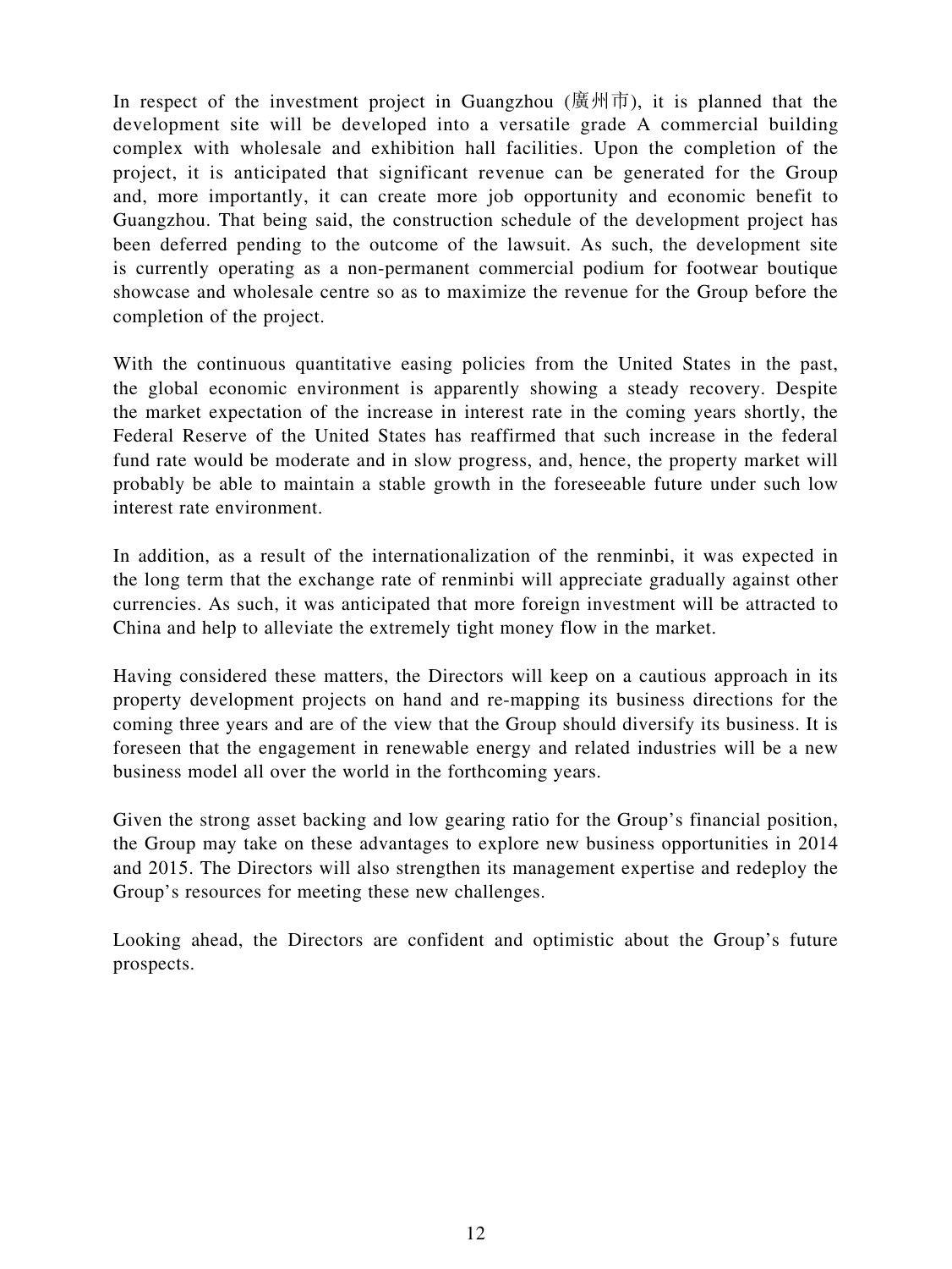In respect of the investment project in Guangzhou (廣州市), it is planned that the development site will be developed into a versatile grade A commercial building complex with wholesale and exhibition hall facilities. Upon the completion of the project, it is anticipated that significant revenue can be generated for the Group and, more importantly, it can create more job opportunity and economic benefit to Guangzhou. That being said, the construction schedule of the development project has been deferred pending to the outcome of the lawsuit. As such, the development site is currently operating as a non-permanent commercial podium for footwear boutique showcase and wholesale centre so as to maximize the revenue for the Group before the completion of the project.

With the continuous quantitative easing policies from the United States in the past, the global economic environment is apparently showing a steady recovery. Despite the market expectation of the increase in interest rate in the coming years shortly, the Federal Reserve of the United States has reaffirmed that such increase in the federal fund rate would be moderate and in slow progress, and, hence, the property market will probably be able to maintain a stable growth in the foreseeable future under such low interest rate environment.

In addition, as a result of the internationalization of the renminbi, it was expected in the long term that the exchange rate of renminbi will appreciate gradually against other currencies. As such, it was anticipated that more foreign investment will be attracted to China and help to alleviate the extremely tight money flow in the market.

Having considered these matters, the Directors will keep on a cautious approach in its property development projects on hand and re-mapping its business directions for the coming three years and are of the view that the Group should diversify its business. It is foreseen that the engagement in renewable energy and related industries will be a new business model all over the world in the forthcoming years.

Given the strong asset backing and low gearing ratio for the Group's financial position, the Group may take on these advantages to explore new business opportunities in 2014 and 2015. The Directors will also strengthen its management expertise and redeploy the Group's resources for meeting these new challenges.

Looking ahead, the Directors are confident and optimistic about the Group's future prospects.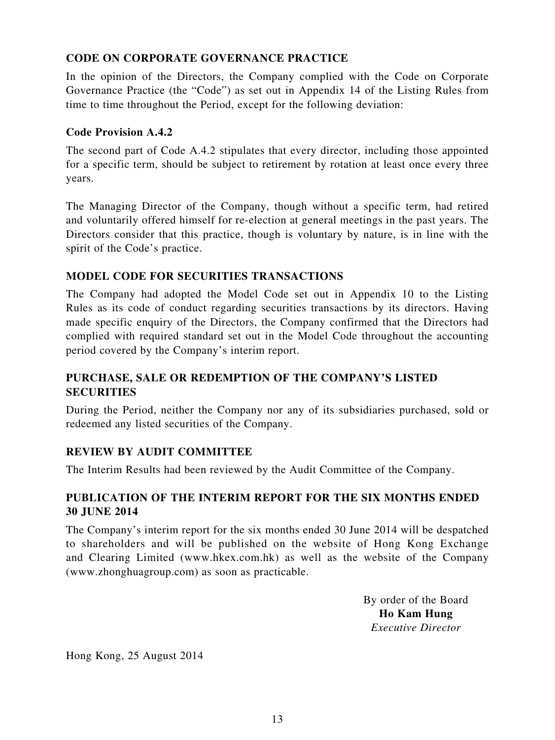## CODE ON CORPORATE GOVERNANCE PRACTICE

In the opinion of the Directors, the Company complied with the Code on Corporate Governance Practice (the "Code") as set out in Appendix 14 of the Listing Rules from time to time throughout the Period, except for the following deviation:

### Code Provision A.4.2

The second part of Code A.4.2 stipulates that every director, including those appointed for a specific term, should be subject to retirement by rotation at least once every three years.

The Managing Director of the Company, though without a specific term, had retired and voluntarily offered himself for re-election at general meetings in the past years. The Directors consider that this practice, though is voluntary by nature, is in line with the spirit of the Code's practice.

## MODEL CODE FOR SECURITIES TRANSACTIONS

The Company had adopted the Model Code set out in Appendix 10 to the Listing Rules as its code of conduct regarding securities transactions by its directors. Having made specific enquiry of the Directors, the Company confirmed that the Directors had complied with required standard set out in the Model Code throughout the accounting period covered by the Company's interim report.

## PURCHASE, SALE OR REDEMPTION OF THE COMPANY'S LISTED SECURITIES

During the Period, neither the Company nor any of its subsidiaries purchased, sold or redeemed any listed securities of the Company.

## REVIEW BY AUDIT COMMITTEE

The Interim Results had been reviewed by the Audit Committee of the Company.

## PUBLICATION OF THE INTERIM REPORT FOR THE SIX MONTHS ENDED 30 JUNE 2014

The Company's interim report for the six months ended 30 June 2014 will be despatched to shareholders and will be published on the website of Hong Kong Exchange and Clearing Limited (www.hkex.com.hk) as well as the website of the Company (www.zhonghuagroup.com) as soon as practicable.

By order of the Board
**Ho Kam Hung**
*Executive Director*

Hong Kong, 25 August 2014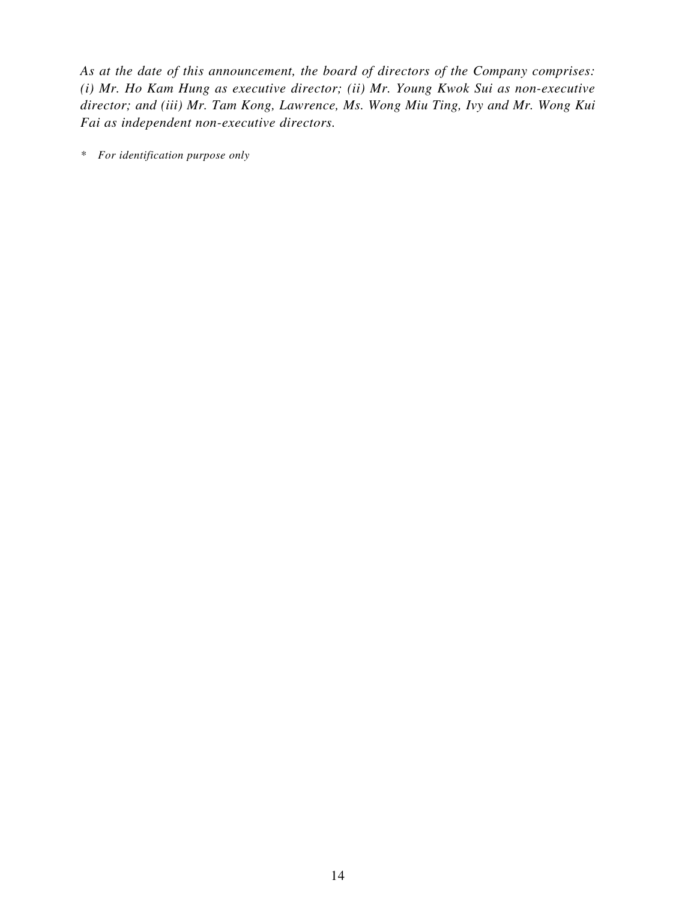*As at the date of this announcement, the board of directors of the Company comprises: (i) Mr. Ho Kam Hung as executive director; (ii) Mr. Young Kwok Sui as non-executive director; and (iii) Mr. Tam Kong, Lawrence, Ms. Wong Miu Ting, Ivy and Mr. Wong Kui Fai as independent non-executive directors.*

\* *For identification purpose only*